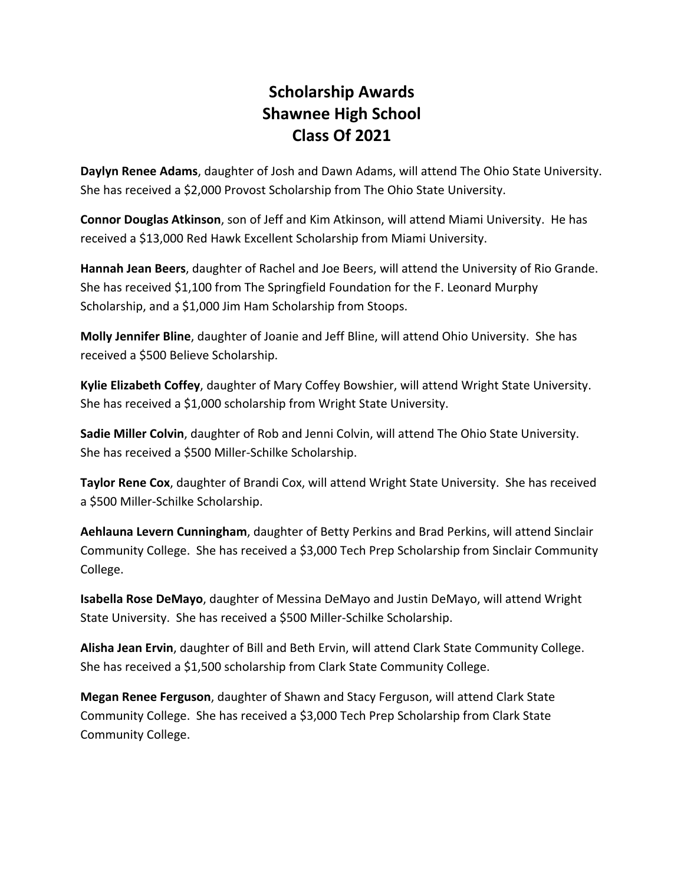# Scholarship Awards
# Shawnee High School
# Class Of 2021

**Daylyn Renee Adams**, daughter of Josh and Dawn Adams, will attend The Ohio State University. She has received a $2,000 Provost Scholarship from The Ohio State University.

**Connor Douglas Atkinson**, son of Jeff and Kim Atkinson, will attend Miami University. He has received a $13,000 Red Hawk Excellent Scholarship from Miami University.

**Hannah Jean Beers**, daughter of Rachel and Joe Beers, will attend the University of Rio Grande. She has received $1,100 from The Springfield Foundation for the F. Leonard Murphy Scholarship, and a $1,000 Jim Ham Scholarship from Stoops.

**Molly Jennifer Bline**, daughter of Joanie and Jeff Bline, will attend Ohio University. She has received a $500 Believe Scholarship.

**Kylie Elizabeth Coffey**, daughter of Mary Coffey Bowshier, will attend Wright State University. She has received a $1,000 scholarship from Wright State University.

**Sadie Miller Colvin**, daughter of Rob and Jenni Colvin, will attend The Ohio State University. She has received a $500 Miller-Schilke Scholarship.

**Taylor Rene Cox**, daughter of Brandi Cox, will attend Wright State University. She has received a $500 Miller-Schilke Scholarship.

**Aehlauna Levern Cunningham**, daughter of Betty Perkins and Brad Perkins, will attend Sinclair Community College. She has received a $3,000 Tech Prep Scholarship from Sinclair Community College.

**Isabella Rose DeMayo**, daughter of Messina DeMayo and Justin DeMayo, will attend Wright State University. She has received a $500 Miller-Schilke Scholarship.

**Alisha Jean Ervin**, daughter of Bill and Beth Ervin, will attend Clark State Community College. She has received a $1,500 scholarship from Clark State Community College.

**Megan Renee Ferguson**, daughter of Shawn and Stacy Ferguson, will attend Clark State Community College. She has received a $3,000 Tech Prep Scholarship from Clark State Community College.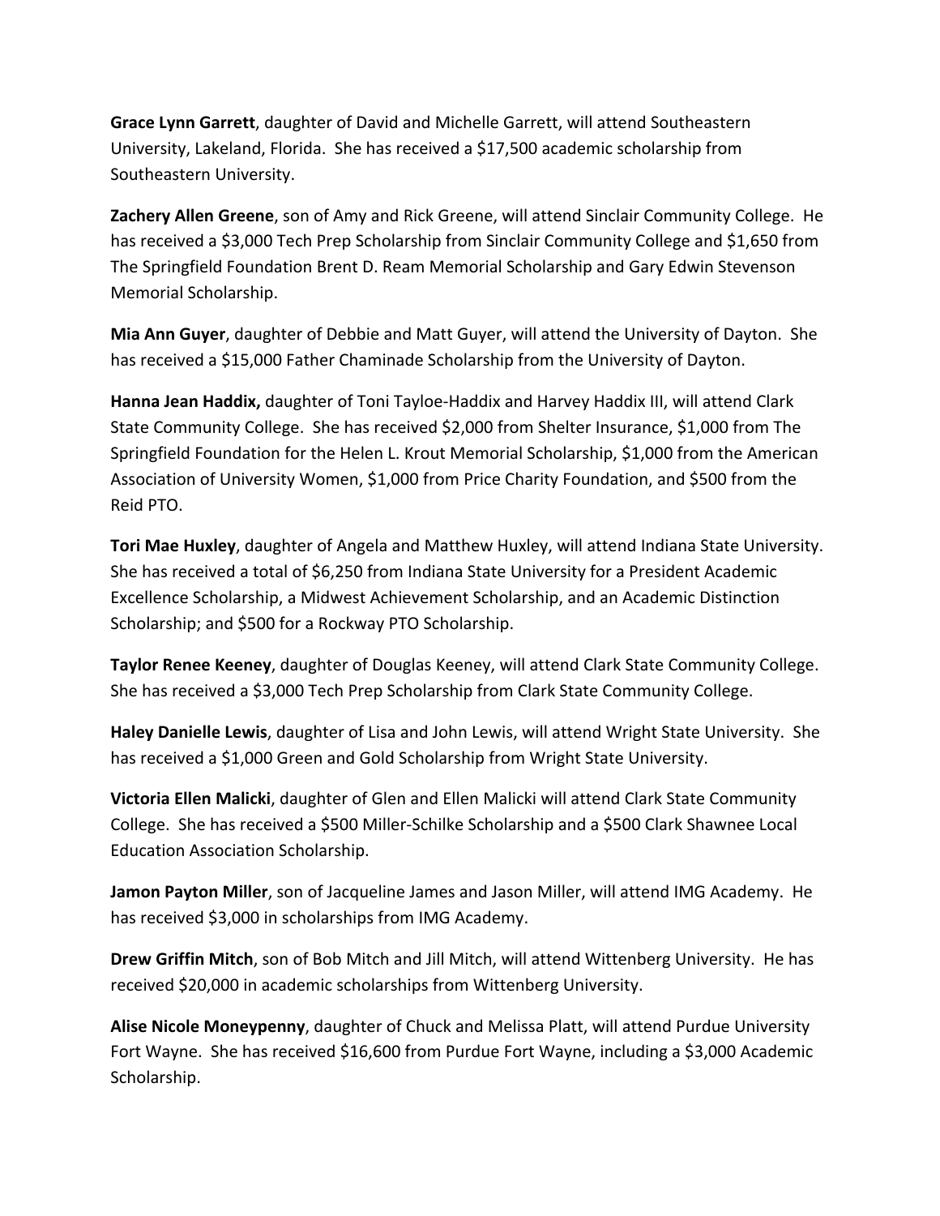**Grace Lynn Garrett**, daughter of David and Michelle Garrett, will attend Southeastern University, Lakeland, Florida. She has received a $17,500 academic scholarship from Southeastern University.

**Zachery Allen Greene**, son of Amy and Rick Greene, will attend Sinclair Community College. He has received a $3,000 Tech Prep Scholarship from Sinclair Community College and $1,650 from The Springfield Foundation Brent D. Ream Memorial Scholarship and Gary Edwin Stevenson Memorial Scholarship.

**Mia Ann Guyer**, daughter of Debbie and Matt Guyer, will attend the University of Dayton. She has received a $15,000 Father Chaminade Scholarship from the University of Dayton.

**Hanna Jean Haddix,** daughter of Toni Tayloe-Haddix and Harvey Haddix III, will attend Clark State Community College. She has received $2,000 from Shelter Insurance, $1,000 from The Springfield Foundation for the Helen L. Krout Memorial Scholarship, $1,000 from the American Association of University Women, $1,000 from Price Charity Foundation, and $500 from the Reid PTO.

**Tori Mae Huxley**, daughter of Angela and Matthew Huxley, will attend Indiana State University. She has received a total of $6,250 from Indiana State University for a President Academic Excellence Scholarship, a Midwest Achievement Scholarship, and an Academic Distinction Scholarship; and $500 for a Rockway PTO Scholarship.

**Taylor Renee Keeney**, daughter of Douglas Keeney, will attend Clark State Community College. She has received a $3,000 Tech Prep Scholarship from Clark State Community College.

**Haley Danielle Lewis**, daughter of Lisa and John Lewis, will attend Wright State University. She has received a $1,000 Green and Gold Scholarship from Wright State University.

**Victoria Ellen Malicki**, daughter of Glen and Ellen Malicki will attend Clark State Community College. She has received a $500 Miller-Schilke Scholarship and a $500 Clark Shawnee Local Education Association Scholarship.

**Jamon Payton Miller**, son of Jacqueline James and Jason Miller, will attend IMG Academy. He has received $3,000 in scholarships from IMG Academy.

**Drew Griffin Mitch**, son of Bob Mitch and Jill Mitch, will attend Wittenberg University. He has received $20,000 in academic scholarships from Wittenberg University.

**Alise Nicole Moneypenny**, daughter of Chuck and Melissa Platt, will attend Purdue University Fort Wayne. She has received $16,600 from Purdue Fort Wayne, including a $3,000 Academic Scholarship.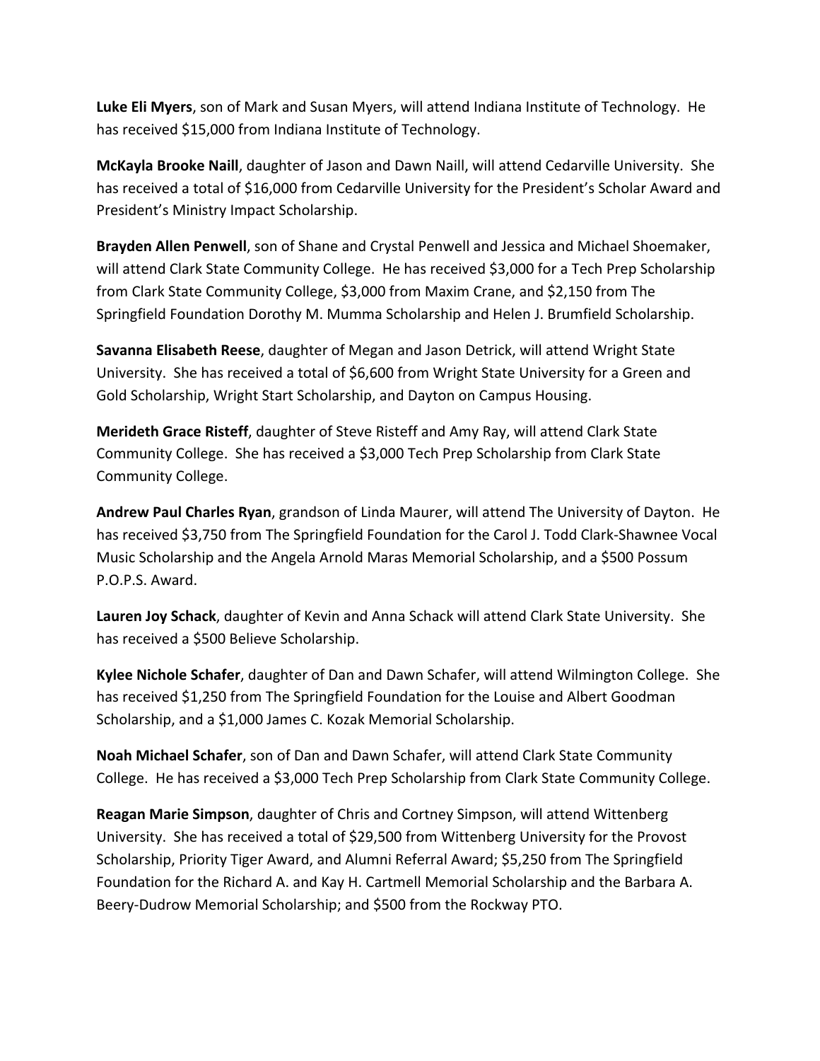**Luke Eli Myers**, son of Mark and Susan Myers, will attend Indiana Institute of Technology. He has received $15,000 from Indiana Institute of Technology.

**McKayla Brooke Naill**, daughter of Jason and Dawn Naill, will attend Cedarville University. She has received a total of $16,000 from Cedarville University for the President's Scholar Award and President's Ministry Impact Scholarship.

**Brayden Allen Penwell**, son of Shane and Crystal Penwell and Jessica and Michael Shoemaker, will attend Clark State Community College. He has received $3,000 for a Tech Prep Scholarship from Clark State Community College, $3,000 from Maxim Crane, and $2,150 from The Springfield Foundation Dorothy M. Mumma Scholarship and Helen J. Brumfield Scholarship.

**Savanna Elisabeth Reese**, daughter of Megan and Jason Detrick, will attend Wright State University. She has received a total of $6,600 from Wright State University for a Green and Gold Scholarship, Wright Start Scholarship, and Dayton on Campus Housing.

**Merideth Grace Risteff**, daughter of Steve Risteff and Amy Ray, will attend Clark State Community College. She has received a $3,000 Tech Prep Scholarship from Clark State Community College.

**Andrew Paul Charles Ryan**, grandson of Linda Maurer, will attend The University of Dayton. He has received $3,750 from The Springfield Foundation for the Carol J. Todd Clark-Shawnee Vocal Music Scholarship and the Angela Arnold Maras Memorial Scholarship, and a $500 Possum P.O.P.S. Award.

**Lauren Joy Schack**, daughter of Kevin and Anna Schack will attend Clark State University. She has received a $500 Believe Scholarship.

**Kylee Nichole Schafer**, daughter of Dan and Dawn Schafer, will attend Wilmington College. She has received $1,250 from The Springfield Foundation for the Louise and Albert Goodman Scholarship, and a $1,000 James C. Kozak Memorial Scholarship.

**Noah Michael Schafer**, son of Dan and Dawn Schafer, will attend Clark State Community College. He has received a $3,000 Tech Prep Scholarship from Clark State Community College.

**Reagan Marie Simpson**, daughter of Chris and Cortney Simpson, will attend Wittenberg University. She has received a total of $29,500 from Wittenberg University for the Provost Scholarship, Priority Tiger Award, and Alumni Referral Award; $5,250 from The Springfield Foundation for the Richard A. and Kay H. Cartmell Memorial Scholarship and the Barbara A. Beery-Dudrow Memorial Scholarship; and $500 from the Rockway PTO.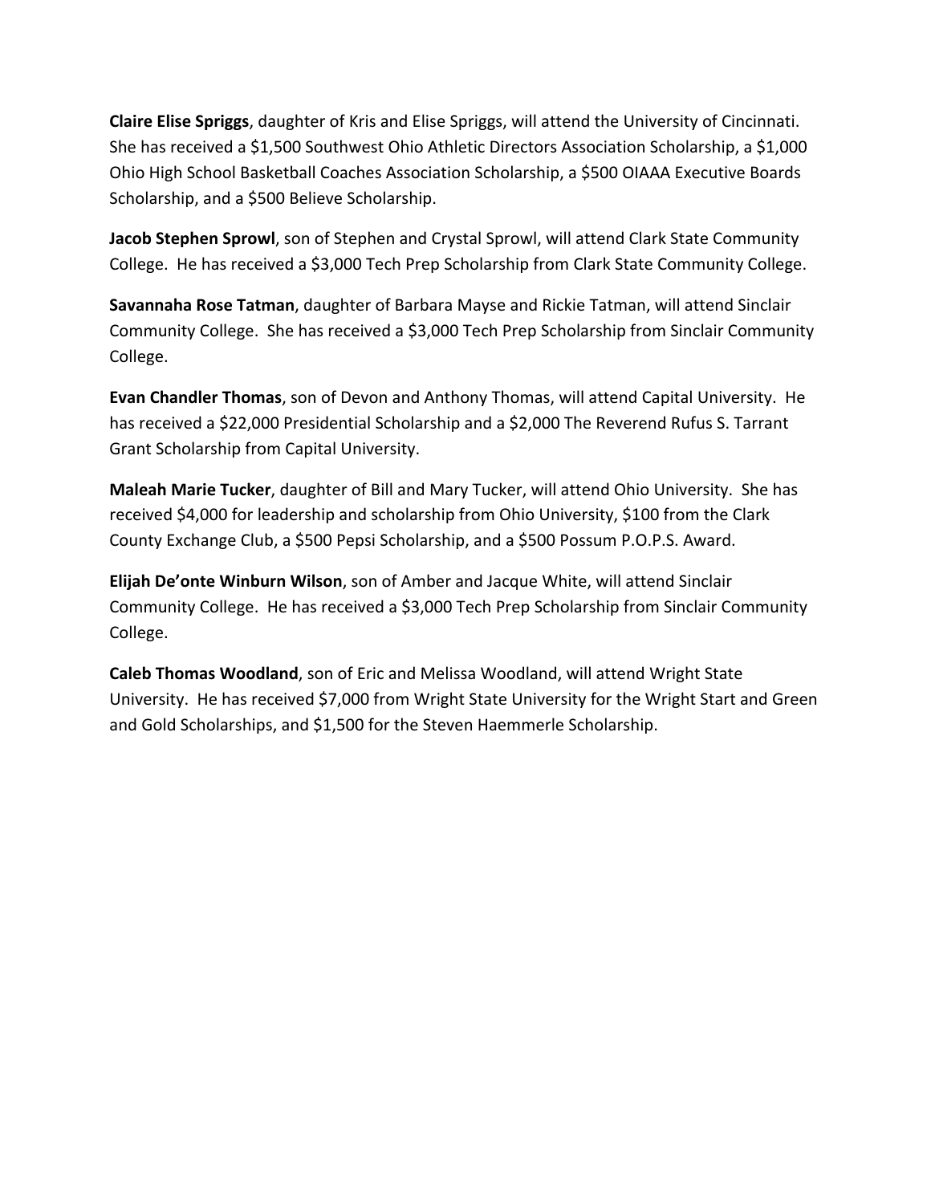**Claire Elise Spriggs**, daughter of Kris and Elise Spriggs, will attend the University of Cincinnati. She has received a $1,500 Southwest Ohio Athletic Directors Association Scholarship, a $1,000 Ohio High School Basketball Coaches Association Scholarship, a $500 OIAAA Executive Boards Scholarship, and a $500 Believe Scholarship.

**Jacob Stephen Sprowl**, son of Stephen and Crystal Sprowl, will attend Clark State Community College. He has received a $3,000 Tech Prep Scholarship from Clark State Community College.

**Savannaha Rose Tatman**, daughter of Barbara Mayse and Rickie Tatman, will attend Sinclair Community College. She has received a $3,000 Tech Prep Scholarship from Sinclair Community College.

**Evan Chandler Thomas**, son of Devon and Anthony Thomas, will attend Capital University. He has received a $22,000 Presidential Scholarship and a $2,000 The Reverend Rufus S. Tarrant Grant Scholarship from Capital University.

**Maleah Marie Tucker**, daughter of Bill and Mary Tucker, will attend Ohio University. She has received $4,000 for leadership and scholarship from Ohio University, $100 from the Clark County Exchange Club, a $500 Pepsi Scholarship, and a $500 Possum P.O.P.S. Award.

**Elijah De'onte Winburn Wilson**, son of Amber and Jacque White, will attend Sinclair Community College. He has received a $3,000 Tech Prep Scholarship from Sinclair Community College.

**Caleb Thomas Woodland**, son of Eric and Melissa Woodland, will attend Wright State University. He has received $7,000 from Wright State University for the Wright Start and Green and Gold Scholarships, and $1,500 for the Steven Haemmerle Scholarship.